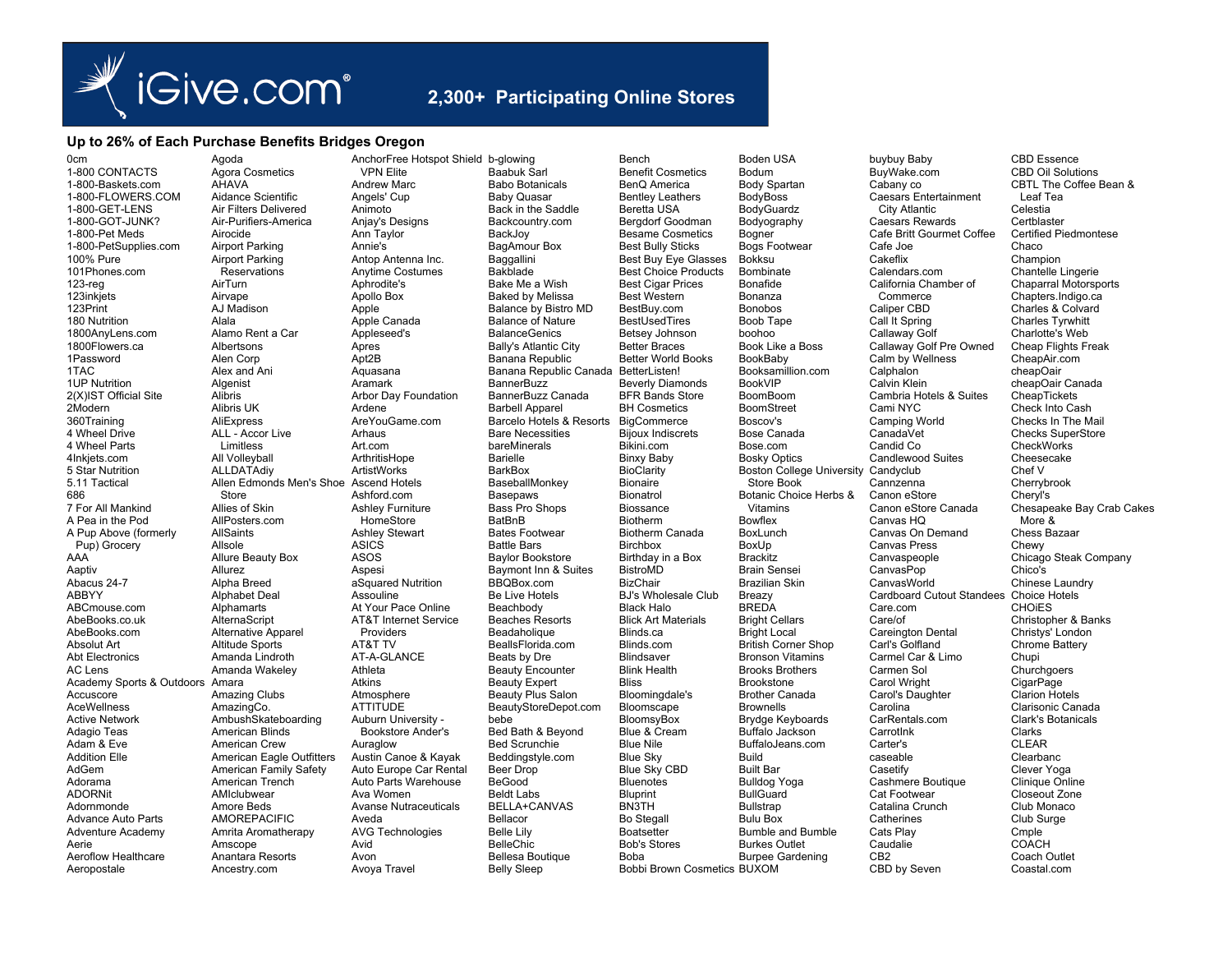# iGive.com®

## 2,300+ Participating Online Stores

### Up to 26% of Each Purchase Benefits Bridges Oregon

0cm
1-800 CONTACTS
1-800-Baskets.com
1-800-FLOWERS.COM
1-800-GET-LENS
1-800-GOT-JUNK?
1-800-Pet Meds
1-800-PetSupplies.com
100% Pure
101Phones.com
123-reg
123inkjets
123Print
180 Nutrition
1800AnyLens.com
1800Flowers.ca
1Password
1TAC
1UP Nutrition
2(X)IST Official Site
2Modern
360Training
4 Wheel Drive
4 Wheel Parts
4Inkjets.com
5 Star Nutrition
5.11 Tactical
686
7 For All Mankind
A Pea in the Pod
A Pup Above (formerly Pup) Grocery
AAA
Aaptiv
Abacus 24-7
ABBYY
ABCmouse.com
AbeBooks.co.uk
AbeBooks.com
Absolut Art
Abt Electronics
AC Lens
Academy Sports & Outdoors
Accuscore
AceWellness
Active Network
Adagio Teas
Adam & Eve
Addition Elle
AdGem
Adorama
ADORNit
Adornmonde
Advance Auto Parts
Adventure Academy
Aerie
Aeroflow Healthcare
Aeropostale
Agoda
Agora Cosmetics
AHAVA
Aidance Scientific
Air Filters Delivered
Air-Purifiers-America
Airocide
Airport Parking
Airport Parking Reservations
AirTurn
Airvape
AJ Madison
Alala
Alamo Rent a Car
Albertsons
Alen Corp
Alex and Ani
Algenist
Alibris
Alibris UK
AliExpress
ALL - Accor Live Limitless
All Volleyball
ALLDATAdiy
Allen Edmonds Men's Shoe Store
Allies of Skin
AllPosters.com
AllSaints
Allsole
Allure Beauty Box
Allurez
Alpha Breed
Alphabet Deal
Alphamarts
AlternaScript
Alternative Apparel
Altitude Sports
Amanda Lindroth
Amanda Wakeley
Amara
Amazing Clubs
AmazingCo.
AmbushSkateboarding
American Blinds
American Crew
American Eagle Outfitters
American Family Safety
American Trench
AMIclubwear
Amore Beds
AMOREPACIFIC
Amrita Aromatherapy
Amscope
Anantara Resorts
Ancestry.com
AnchorFree Hotspot Shield VPN Elite
Andrew Marc
Angels' Cup
Animoto
Anjay's Designs
Ann Taylor
Annie's
Antop Antenna Inc.
Anytime Costumes
Aphrodite's
Apollo Box
Apple
Apple Canada
Appleseed's
Apres
Apt2B
Aquasana
Aramark
Arbor Day Foundation
Ardene
AreYouGame.com
Arhaus
Art.com
ArthritisHope
ArtistWorks
Ascend Hotels
Ashford.com
Ashley Furniture HomeStore
Ashley Stewart
ASICS
ASOS
Aspesi
aSquared Nutrition
Assouline
At Your Pace Online
AT&T Internet Service Providers
AT&T TV
AT-A-GLANCE
Athleta
Atkins
Atmosphere
ATTITUDE
Auburn University - Bookstore Ander's
Auraglow
Austin Canoe & Kayak
Auto Europe Car Rental
Auto Parts Warehouse
Ava Women
Avanse Nutraceuticals
Aveda
AVG Technologies
Avid
Avon
Avoya Travel
b-glowing
Baabuk Sarl
Babo Botanicals
Baby Quasar
Back in the Saddle
Backcountry.com
BackJoy
BagAmour Box
Baggallini
Bakblade
Bake Me a Wish
Baked by Melissa
Balance by Bistro MD
Balance of Nature
BalanceGenics
Bally's Atlantic City
Banana Republic
Banana Republic Canada
BannerBuzz
BannerBuzz Canada
Barbell Apparel
Barcelo Hotels & Resorts
Bare Necessities
bareMinerals
Barielle
BarkBox
BaseballMonkey
Basepaws
Bass Pro Shops
BatBnB
Bates Footwear
Battle Bars
Baylor Bookstore
Baymont Inn & Suites
BBQBox.com
Be Live Hotels
Beachbody
Beaches Resorts
Beadaholique
BeallsFlorida.com
Beats by Dre
Beauty Encounter
Beauty Expert
Beauty Plus Salon
BeautyStoreDepot.com
bebe
Bed Bath & Beyond
Bed Scrunchie
Beddingstyle.com
Beer Drop
BeGood
Beldt Labs
BELLA+CANVAS
Bellacor
Belle Lily
BelleChic
Bellesa Boutique
Belly Sleep
Bench
Benefit Cosmetics
BenQ America
Bentley Leathers
Beretta USA
Bergdorf Goodman
Besame Cosmetics
Best Bully Sticks
Best Buy Eye Glasses
Best Choice Products
Best Cigar Prices
Best Western
BestBuy.com
BestUsedTires
Betsey Johnson
Better Braces
Better World Books
BetterListen!
Beverly Diamonds
BFR Bands Store
BH Cosmetics
BigCommerce
Bijoux Indiscrets
Bikini.com
Binxy Baby
BioClarity
Bionaire
Bionatrol
Biossance
Biotherm
Biotherm Canada
Birchbox
Birthday in a Box
BistroMD
BizChair
BJ's Wholesale Club
Black Halo
Blick Art Materials
Blinds.ca
Blinds.com
Blindsaver
Blink Health
Bliss
Bloomingdale's
Bloomscape
BloomsyBox
Blue & Cream
Blue Nile
Blue Sky
Blue Sky CBD
Bluenotes
Bluprint
BN3TH
Bo Stegall
Boatsetter
Bob's Stores
Boba
Bobbi Brown Cosmetics
Boden USA
Bodum
Body Spartan
BodyBoss
BodyGuardz
Bodyography
Bogner
Bogs Footwear
Bokksu
Bombinate
Bonafide
Bonanza
Bonobos
Boob Tape
boohoo
Book Like a Boss
BookBaby
Booksamillion.com
BookVIP
BoomBoom
BoomStreet
Boscov's
Bose Canada
Bose.com
Bosky Optics
Boston College University Store Book
Botanic Choice Herbs & Vitamins
Bowflex
BoxLunch
BoxUp
Brackitz
Brain Sensei
Brazilian Skin
Breazy
BREDA
Bright Cellars
Bright Local
British Corner Shop
Bronson Vitamins
Brooks Brothers
Brookstone
Brother Canada
Brownells
Brydge Keyboards
Buffalo Jackson
BuffaloJeans.com
Build
Built Bar
Bulldog Yoga
BullGuard
Bullstrap
Bulu Box
Bumble and Bumble
Burkes Outlet
Burpee Gardening
BUXOM
buybuy Baby
BuyWake.com
Cabany co
Caesars Entertainment City Atlantic
Caesars Rewards
Cafe Britt Gourmet Coffee
Cafe Joe
Cakeflix
Calendars.com
California Chamber of Commerce
Caliper CBD
Call It Spring
Callaway Golf
Callaway Golf Pre Owned
Calm by Wellness
Calphalon
Calvin Klein
Cambria Hotels & Suites
Cami NYC
Camping World
CanadaVet
Candid Co
Candlewood Suites
Candyclub
Cannzenna
Canon eStore
Canon eStore Canada
Canvas HQ
Canvas On Demand
Canvas Press
Canvaspeople
CanvasPop
CanvasWorld
Cardboard Cutout Standees
Care.com
Care/of
Careington Dental
Carl's Golfland
Carmel Car & Limo
Carmen Sol
Carol Wright
Carol's Daughter
Carolina
CarRentals.com
CarrotInk
Carter's
caseable
Casetify
Cashmere Boutique
Cat Footwear
Catalina Crunch
Catherines
Cats Play
Caudalie
CB2
CBD by Seven
CBD Essence
CBD Oil Solutions
CBTL The Coffee Bean & Leaf Tea
Celestia
Certblaster
Certified Piedmontese
Chaco
Champion
Chantelle Lingerie
Chaparral Motorsports
Chapters.Indigo.ca
Charles & Colvard
Charles Tyrwhitt
Charlotte's Web
Cheap Flights Freak
CheapAir.com
cheapOair
cheapOair Canada
CheapTickets
Check Into Cash
Checks In The Mail
Checks SuperStore
CheckWorks
Cheesecake
Chef V
Cherrybrook
Cheryl's
Chesapeake Bay Crab Cakes More &
Chess Bazaar
Chewy
Chicago Steak Company
Chico's
Chinese Laundry
Choice Hotels
CHOiES
Christopher & Banks
Christys' London
Chrome Battery
Chupi
Churchgoers
CigarPage
Clarion Hotels
Clarisonic Canada
Clark's Botanicals
Clarks
CLEAR
Clearbanc
Clever Yoga
Clinique Online
Closeout Zone
Club Monaco
Club Surge
Cmple
COACH
Coach Outlet
Coastal.com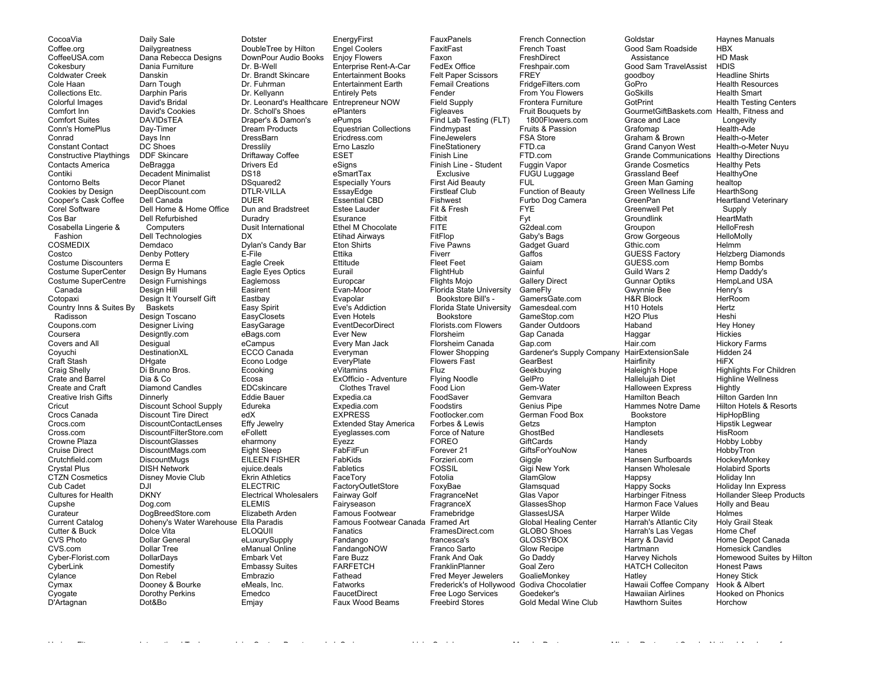CocoaVia
Coffee.org
CoffeeUSA.com
Cokesbury
Coldwater Creek
Cole Haan
Collections Etc.
Colorful Images
Comfort Inn
Comfort Suites
Conn's HomePlus
Conrad
Constant Contact
Constructive Playthings
Contacts America
Contiki
Contorno Belts
Cookies by Design
Cooper's Cask Coffee
Corel Software
Cos Bar
Cosabella Lingerie & Fashion
COSMEDIX
Costco
Costume Discounters
Costume SuperCenter
Costume SuperCentre Canada
Cotopaxi
Country Inns & Suites By Radisson
Coupons.com
Coursera
Covers and All
Coyuchi
Craft Stash
Craig Shelly
Crate and Barrel
Create and Craft
Creative Irish Gifts
Cricut
Crocs Canada
Crocs.com
Cross.com
Crowne Plaza
Cruise Direct
Crutchfield.com
Crystal Plus
CTZN Cosmetics
Cub Cadet
Cultures for Health
Cupshe
Curateur
Current Catalog
Cutter & Buck
CVS Photo
CVS.com
Cyber-Florist.com
CyberLink
Cylance
Cymax
Cyogate
D'Artagnan
Daily Sale
Dailygreatness
Dana Rebecca Designs
Dania Furniture
Danskin
Darn Tough
Darphin Paris
David's Bridal
David's Cookies
DAVIDsTEA
Day-Timer
Days Inn
DC Shoes
DDF Skincare
DeBragga
Decadent Minimalist
Decor Planet
DeepDiscount.com
Dell Canada
Dell Home & Home Office
Dell Refurbished Computers
Dell Technologies
Demdaco
Denby Pottery
Derma E
Design By Humans
Design Furnishings
Design Hill
Design It Yourself Gift Baskets
Design Toscano
Designer Living
Designtly.com
Desigual
DestinationXL
DHgate
Di Bruno Bros.
Dia & Co
Diamond Candles
Dinnerly
Discount School Supply
Discount Tire Direct
DiscountContactLenses
DiscountFilterStore.com
DiscountGlasses
DiscountMags.com
DiscountMugs
DISH Network
Disney Movie Club
DJI
DKNY
Dog.com
DogBreedStore.com
Doheny's Water Warehouse
Dolce Vita
Dollar General
Dollar Tree
DollarDays
Domestify
Don Rebel
Dooney & Bourke
Dorothy Perkins
Dot&Bo
Dotster
DoubleTree by Hilton
DownPour Audio Books
Dr. B-Well
Dr. Brandt Skincare
Dr. Fuhrman
Dr. Kellyann
Dr. Leonard's Healthcare
Dr. Scholl's Shoes
Draper's & Damon's
Dream Products
DressBarn
Dresslily
Driftaway Coffee
Drivers Ed
DS18
DSquared2
DTLR-VILLA
DUER
Dun and Bradstreet
Duradry
Dusit International
DX
Dylan's Candy Bar
E-File
Eagle Creek
Eagle Eyes Optics
Eaglemoss
Easirent
Eastbay
Easy Spirit
EasyClosets
EasyGarage
eBags.com
eCampus
ECCO Canada
Econo Lodge
Ecooking
Ecosa
EDCskincare
Eddie Bauer
Edureka
edX
Effy Jewelry
eFollett
eharmony
Eight Sleep
EILEEN FISHER
ejuice.deals
Ekrin Athletics
ELECTRIC
Electrical Wholesalers
ELEMIS
Elizabeth Arden
Ella Paradis
ELOQUII
eLuxurySupply
eManual Online
Embark Vet
Embassy Suites
Embrazio
eMeals, Inc.
Emedco
Emjay
EnergyFirst
Engel Coolers
Enjoy Flowers
Enterprise Rent-A-Car
Entertainment Books
Entertainment Earth
Entirely Pets
Entrepreneur NOW
ePlanters
ePumps
Equestrian Collections
Ericdress.com
Erno Laszlo
ESET
eSigns
eSmartTax
Especially Yours
EssayEdge
Essential CBD
Estee Lauder
Esurance
Ethel M Chocolate
Etihad Airways
Eton Shirts
Ettika
Ettitude
Eurail
Europcar
Evan-Moor
Evapolar
Eve's Addiction
Even Hotels
EventDecorDirect
Ever New
Every Man Jack
Everyman
EveryPlate
eVitamins
ExOfficio - Adventure Clothes Travel
Expedia.ca
Expedia.com
EXPRESS
Extended Stay America
Eyeglasses.com
Eyezz
FabFitFun
FabKids
Fabletics
FaceTory
FactoryOutletStore
Fairway Golf
Fairyseason
Famous Footwear
Famous Footwear Canada
Fanatics
Fandango
FandangoNOW
Fare Buzz
FARFETCH
Fathead
Fatworks
FaucetDirect
Faux Wood Beams
FauxPanels
FaxitFast
Faxon
FedEx Office
Felt Paper Scissors
Femail Creations
Fender
Field Supply
Figleaves
Find Lab Testing (FLT)
Findmypast
FineJewelers
FineStationery
Finish Line
Finish Line - Student Exclusive
First Aid Beauty
Firstleaf Club
Fishwest
Fit & Fresh
Fitbit
FITE
FitFlop
Five Pawns
Fiverr
Fleet Feet
FlightHub
Flights Mojo
Florida State University Bookstore Bill's -
Florida State University Bookstore
Florists.com Flowers
Florsheim
Florsheim Canada
Flower Shopping
Flowers Fast
Fluz
Flying Noodle
Food Lion
FoodSaver
Foodstirs
Footlocker.com
Forbes & Lewis
Force of Nature
FOREO
Forever 21
Forzieri.com
FOSSIL
Fotolia
FoxyBae
FragranceNet
FragranceX
Framebridge
Framed Art
FramesDirect.com
francesca's
Franco Sarto
Frank And Oak
FranklinPlanner
Fred Meyer Jewelers
Frederick's of Hollywood
Free Logo Services
Freebird Stores
French Connection
French Toast
FreshDirect
Freshpair.com
FREY
FridgeFilters.com
From You Flowers
Frontera Furniture
Fruit Bouquets by 1800Flowers.com
Fruits & Passion
FSA Store
FTD.ca
FTD.com
Fuggin Vapor
FUGU Luggage
FUL
Function of Beauty
Furbo Dog Camera
FYE
Fyt
G2deal.com
Gaby's Bags
Gadget Guard
Gaffos
Gaiam
Gainful
Gallery Direct
GameFly
GamersGate.com
Gamesdeal.com
GameStop.com
Gander Outdoors
Gap Canada
Gap.com
Gardener's Supply Company
GearBest
Geekbuying
GelPro
Gem-Water
Gemvara
Genius Pipe
German Food Box
Getzs
GhostBed
GiftCards
GiftsForYouNow
Giggle
Gigi New York
GlamGlow
Glamsquad
Glas Vapor
GlassesShop
GlassesUSA
Global Healing Center
GLOBO Shoes
GLOSSYBOX
Glow Recipe
Go Daddy
Goal Zero
GoalieMonkey
Godiva Chocolatier
Goedeker's
Gold Medal Wine Club
Goldstar
Good Sam Roadside Assistance
Good Sam TravelAssist
goodboy
GoPro
GoSkills
GotPrint
GourmetGiftBaskets.com
Grace and Lace
Grafomap
Graham & Brown
Grand Canyon West
Grande Communications
Grande Cosmetics
Grassland Beef
Green Man Gaming
Green Wellness Life
GreenPan
Greenwell Pet
Groundlink
Groupon
Grow Gorgeous
Gthic.com
GUESS Factory
GUESS.com
Guild Wars 2
Gunnar Optiks
Gwynnie Bee
H&R Block
H10 Hotels
H2O Plus
Haband
Haggar
Hair.com
HairExtensionSale
Hairfinity
Haleigh's Hope
Hallelujah Diet
Halloween Express
Hamilton Beach
Hammes Notre Dame Bookstore
Hampton
Handlesets
Handy
Hanes
Hansen Surfboards
Hansen Wholesale
Happsy
Happy Socks
Harbinger Fitness
Harmon Face Values
Harper Wilde
Harrah's Atlantic City
Harrah's Las Vegas
Harry & David
Hartmann
Harvey Nichols
HATCH Colleciton
Hatley
Hawaii Coffee Company
Hawaiian Airlines
Hawthorn Suites
Haynes Manuals
HBX
HD Mask
HDIS
Headline Shirts
Health Resources
Health Smart
Health Testing Centers
Health, Fitness and Longevity
Health-Ade
Health-o-Meter
Health-o-Meter Nuyu
Healthy Directions
Healthy Pets
HealthyOne
healtop
HearthSong
Heartland Veterinary Supply
HeartMath
HelloFresh
HelloMolly
Helmm
Helzberg Diamonds
Hemp Bombs
Hemp Daddy's
HempLand USA
Henry's
HerRoom
Hertz
Heshi
Hey Honey
Hickies
Hickory Farms
Hidden 24
HiFX
Highlights For Children
Highline Wellness
Hightly
Hilton Garden Inn
Hilton Hotels & Resorts
HipHopBling
Hipstik Legwear
HisRoom
Hobby Lobby
HobbyTron
HockeyMonkey
Holabird Sports
Holiday Inn
Holiday Inn Express
Hollander Sleep Products
Holly and Beau
Holmes
Holy Grail Steak
Home Chef
Home Depot Canada
Homesick Candles
Homewood Suites by Hilton
Honest Paws
Honey Stick
Hook & Albert
Hooked on Phonics
Horchow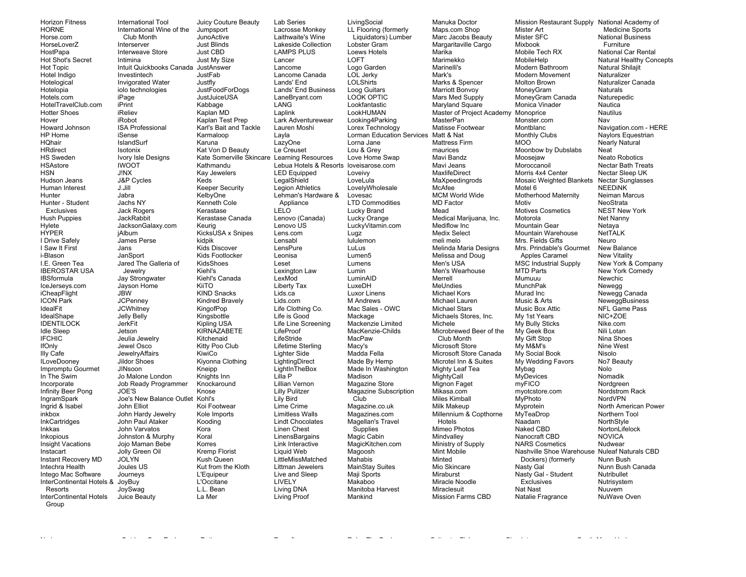Horizon Fitness
HORNE
Horse.com
HorseLoverZ
HostPapa
Hot Shot's Secret
Hot Topic
Hotel Indigo
Hotelogical
Hotelopia
Hotels.com
HotelTravelClub.com
Hotter Shoes
Hover
Howard Johnson
HP Home
HQhair
HRdirect
HS Sweden
HSAstore
HSN
Hudson Jeans
Human Interest
Hunter
Hunter - Student Exclusives
Hush Puppies
Hylete
HYPER
I Drive Safely
I Saw It First
i-Blason
I.E. Green Tea
IBEROSTAR USA
IBSformula
IceJerseys.com
iCheapFlight
ICON Park
IdealFit
IdealShape
IDENTILOCK
Idle Sleep
IFCHIC
IfOnly
Illy Cafe
ILoveDooney
Impromptu Gourmet
In The Swim
Incorporate
Infinity Beer Pong
IngramSpark
Ingrid & Isabel
inkbox
InkCartridges
Inkkas
Inkopious
Insight Vacations
Instacart
Instant Recovery MD
Intechra Health
Intego Mac Software
InterContinental Hotels & Resorts
InterContinental Hotels Group
International Tool
International Wine of the Club Month
Interserver
Interweave Store
Intimina
Intuit Quickbooks Canada
Investintech
Invigorated Water
iolo technologies
iPage
iPrint
iReliev
iRobot
ISA Professional
iSense
IslandSurf
Isotonix
Ivory Isle Designs
IWOOT
J!NX
J&P Cycles
J.Jill
Jabra
Jachs NY
Jack Rogers
JackRabbit
JacksonGalaxy.com
jAlbum
James Perse
Jans
JanSport
Jared The Galleria of Jewelry
Jay Strongwater
Jayson Home
JBW
JCPenney
JCWhitney
Jelly Belly
JerkFit
Jetson
Jeulia Jewelry
Jewel Osco
JewelryAffairs
Jildor Shoes
JINsoon
Jo Malone London
Job Ready Programmer
JOE'S
Joe's New Balance Outlet
John Elliot
John Hardy Jewelry
John Paul Ataker
John Varvatos
Johnston & Murphy
Jojo Maman Bebe
Jolly Green Oil
JOLYN
Joules US
Journeys
JoyBuy
JoySwag
Juice Beauty
Juicy Couture Beauty
Jumpsport
JunoActive
Just Blinds
Just CBD
Just My Size
JustAnswer
JustFab
Justfly
JustFoodForDogs
JustJuiceUSA
Kabbage
Kaplan MD
Kaplan Test Prep
Karl's Bait and Tackle
Karmaloop
Karuna
Kat Von D Beauty
Kate Somerville Skincare
Kathmandu
Kay Jewelers
Keds
Keeper Security
KelbyOne
Kenneth Cole
Kerastase
Kerastase Canada
Keurig
KicksUSA x Snipes
kidpik
Kids Discover
Kids Footlocker
KidsShoes
Kiehl's
Kiehl's Canada
KiiTO
KIND Snacks
Kindred Bravely
KingofPop
Kingsbottle
Kipling USA
KIRNAZABETE
Kitchenaid
Kitty Poo Club
KiwiCo
Kiyonna Clothing
Kneipp
Knights Inn
Knockaround
Knose
Kohl's
Koi Footwear
Kole Imports
Kooding
Kora
Koral
Korres
Kremp Florist
Kush Queen
Kut from the Kloth
L'Equipeur
L'Occitane
L.L. Bean
La Mer
Lab Series
Lacrosse Monkey
Laithwaite's Wine
Lakeside Collection
LAMPS PLUS
Lancer
Lancome
Lancome Canada
Lands' End
Lands' End Business
LaneBryant.com
LANG
Laplink
Lark Adventurewear
Lauren Moshi
Layla
LazyOne
Le Creuset
Learning Resources
Lebua Hotels & Resorts
LED Equipped
LegalShield
Legion Athletics
Lehman's Hardware & Appliance
LELO
Lenovo (Canada)
Lenovo US
Lens.com
Lensabl
LensPure
Leonisa
Leset
Lexington Law
LexMod
Liberty Tax
Lids.ca
Lids.com
Life Clothing Co.
Life is Good
Life Line Screening
LifeProof
LifeStride
Lifetime Sterling
Lighter Side
LightingDirect
LightInTheBox
Lilla P
Lillian Vernon
Lilly Pulitzer
Lily Bird
Lime Crime
Limitless Walls
Lindt Chocolates
Linen Chest
LinensBargains
Link Interactive
Liquid Web
LittleMissMatched
Littman Jewelers
Live and Sleep
LIVELY
Living DNA
Living Proof
LivingSocial
LL Flooring (formerly Liquidators) Lumber
Lobster Gram
Loews Hotels
LOFT
Logo Garden
LOL Jerky
LOLShirts
Loog Guitars
LOOK OPTIC
Lookfantastic
LookHUMAN
Looking4Parking
Lorex Technology
Lorman Education Services
Lorna Jane
Lou & Grey
Love Home Swap
loveisarose.com
Loveivy
LoveLula
LovelyWholesale
Lovesac
LTD Commodities
Lucky Brand
Lucky Orange
LuckyVitamin.com
Lugz
lululemon
LuLus
Lumen5
Lumens
Lumin
LuminAID
LuxeDH
Luxor Linens
M Andrews
Mac Sales - OWC
Mackage
Mackenzie Limited
MacKenzie-Childs
MacPaw
Macy's
Madda Fella
Made By Hemp
Made In Washington
Madison
Magazine Store
Magazine Subscription Club
Magazine.co.uk
Magazines.com
Magellan's Travel Supplies
Magic Cabin
MagicKitchen.com
Magoosh
Mahabis
MainStay Suites
Maji Sports
Makaboo
Manitoba Harvest
Mankind
Manuka Doctor
Maps.com Shop
Marc Jacobs Beauty
Margaritaville Cargo
Marika
Marimekko
Marinelli's
Mark's
Marks & Spencer
Marriott Bonvoy
Mars Med Supply
Maryland Square
Master of Project Academy
MasterPan
Matisse Footwear
Matt & Nat
Mattress Firm
maurices
Mavi Bandz
Mavi Jeans
MaxlifeDirect
MaXpeedingrods
McAfee
MCM World Wide
MD Factor
Mead
Medical Marijuana, Inc.
Mediflow Inc
Medix Select
meli melo
Melinda Maria Designs
Melissa and Doug
Men's USA
Men's Wearhouse
Merrell
MeUndies
Michael Kors
Michael Lauren
Michael Stars
Michaels Stores, Inc.
Michele
Microbrewed Beer of the Club Month
Microsoft Store
Microsoft Store Canada
Microtel Inn & Suites
Mighty Leaf Tea
MightyCall
Mignon Faget
Mikasa.com
Miles Kimball
Milk Makeup
Millennium & Copthorne Hotels
Mimeo Photos
Mindvalley
Ministry of Supply
Mint Mobile
Minted
Mio Skincare
Miraburst
Miracle Noodle
Miraclesuit
Mission Farms CBD
Mission Restaurant Supply
Mister Art
Mister SFC
Mixbook
Mobile Tech RX
MobileHelp
Modern Bathroom
Modern Movement
Molton Brown
MoneyGram
MoneyGram Canada
Monica Vinader
Monoprice
Monster.com
Montblanc
Monthly Clubs
MOO
Moonbow by Dubslabs
Moosejaw
Moroccanoil
Morris 4x4 Center
Mosaic Weighted Blankets
Motel 6
Motherhood Maternity
Motiv
Motives Cosmetics
Motorola
Mountain Gear
Mountain Warehouse
Mrs. Fields Gifts
Mrs. Prindable's Gourmet Apples Caramel
MSC Industrial Supply
MTD Parts
Mumuuu
MunchPak
Murad Inc
Music & Arts
Music Box Attic
My 1st Years
My Bully Sticks
My Geek Box
My Gift Stop
My M&M's
My Social Book
My Wedding Favors
Mybag
MyDevices
myFICO
myotcstore.com
MyPhoto
Myprotein
MyTeaDrop
Naadam
Naked CBD
Nanocraft CBD
NARS Cosmetics
Nashville Shoe Warehouse Dockers) (formerly
Nasty Gal
Nasty Gal - Student Exclusives
Nat Nast
Natalie Fragrance
National Academy of Medicine Sports
National Business Furniture
National Car Rental
Natural Healthy Concepts
Natural Shilajit
Naturalizer
Naturalizer Canada
Naturals
Naturepedic
Nautica
Nautilus
Nav
Navigation.com - HERE
Naylors Equestrian
Nearly Natural
Neat
Neato Robotics
Nectar Bath Treats
Nectar Sleep UK
Nectar Sunglasses
NEEDiNK
Neiman Marcus
NeoStrata
NEST New York
Net Nanny
Netaya
NetTALK
Neuro
New Balance
New Vitality
New York & Company
New York Comedy
Newchic
Newegg
Newegg Canada
NeweggBusiness
NFL Game Pass
NIC+ZOE
Nike.com
Nili Lotan
Nina Shoes
Nine West
Nisolo
No7 Beauty
Nolo
Nomadik
Nordgreen
Nordstrom Rack
NordVPN
North American Power
Northern Tool
NorthStyle
NortonLifelock
NOVICA
Nudwear
Nuleaf Naturals CBD
Nunn Bush
Nunn Bush Canada
Nutribullet
Nutrisystem
Nuuvem
NuWave Oven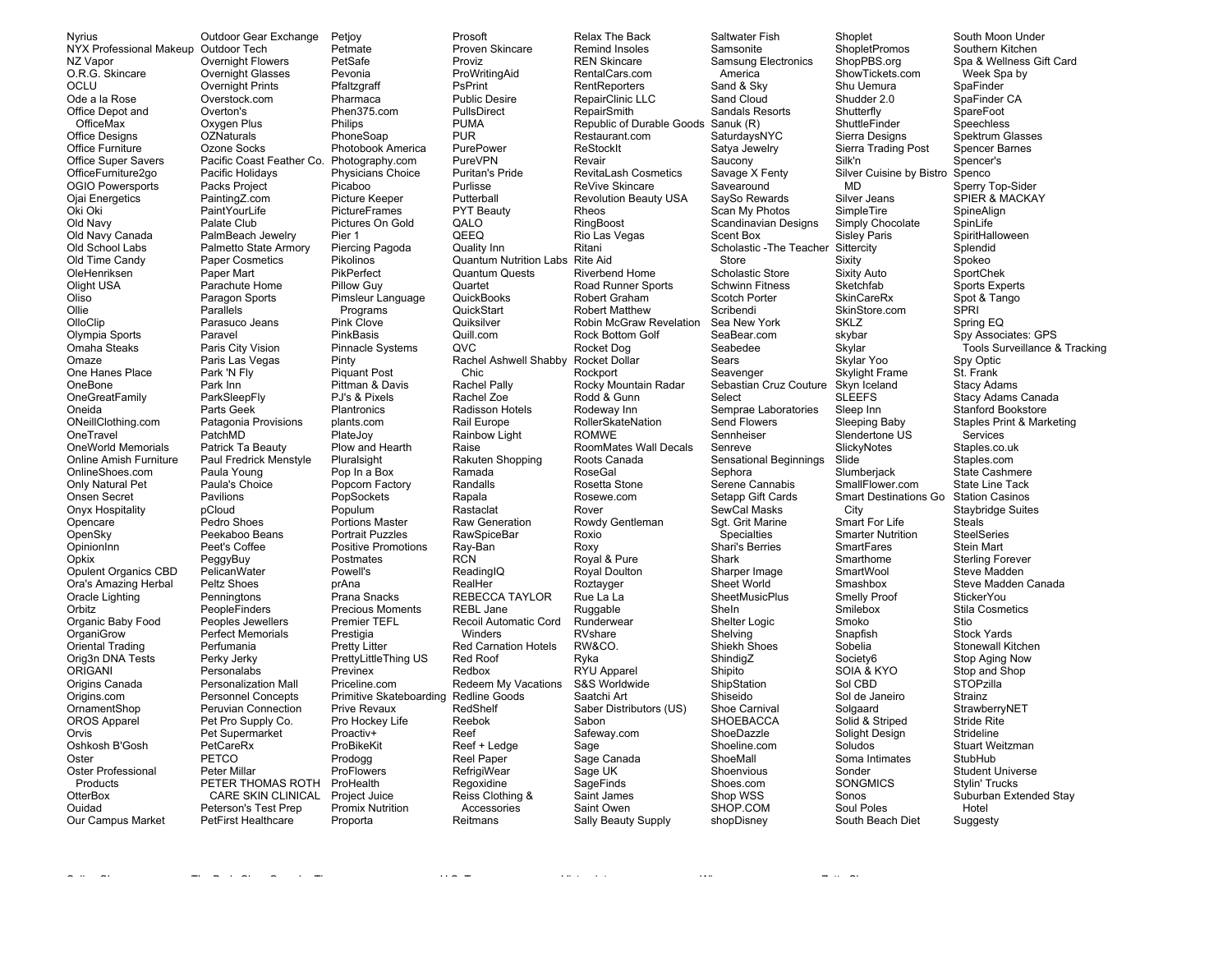Nyrius
NYX Professional Makeup
NZ Vapor
O.R.G. Skincare
OCLU
Ode a la Rose
Office Depot and OfficeMax
Office Designs
Office Furniture
Office Super Savers
OfficeFurniture2go
OGIO Powersports
Ojai Energetics
Oki Oki
Old Navy
Old Navy Canada
Old School Labs
Old Time Candy
OleHenriksen
Olight USA
Oliso
Ollie
OlloClip
Olympia Sports
Omaha Steaks
Omaze
One Hanes Place
OneBone
OneGreatFamily
Oneida
ONeillClothing.com
OneTravel
OneWorld Memorials
Online Amish Furniture
OnlineShoes.com
Only Natural Pet
Onsen Secret
Onyx Hospitality
Opencare
OpenSky
OpinionInn
Opkix
Opulent Organics CBD
Ora's Amazing Herbal
Oracle Lighting
Orbitz
Organic Baby Food
OrganiGrow
Oriental Trading
Orig3n DNA Tests
ORIGANI
Origins Canada
Origins.com
OrnamentShop
OROS Apparel
Orvis
Oshkosh B'Gosh
Oster
Oster Professional Products
OtterBox
Ouidad
Our Campus Market
Outdoor Gear Exchange
Outdoor Tech
Overnight Flowers
Overnight Glasses
Overnight Prints
Overstock.com
Overton's
Oxygen Plus
OZNaturals
Ozone Socks
Pacific Coast Feather Co.
Pacific Holidays
Packs Project
PaintingZ.com
PaintYourLife
Palate Club
PalmBeach Jewelry
Palmetto State Armory
Paper Cosmetics
Paper Mart
Parachute Home
Paragon Sports
Parallels
Parasuco Jeans
Paravel
Paris City Vision
Paris Las Vegas
Park 'N Fly
Park Inn
ParkSleepFly
Parts Geek
Patagonia Provisions
PatchMD
Patrick Ta Beauty
Paul Fredrick Menstyle
Paula Young
Paula's Choice
Pavilions
pCloud
Pedro Shoes
Peekaboo Beans
Peet's Coffee
PeggyBuy
PelicanWater
Peltz Shoes
Penningtons
PeopleFinders
Peoples Jewellers
Perfect Memorials
Perfumania
Perky Jerky
Personalabs
Personalization Mall
Personnel Concepts
Peruvian Connection
Pet Pro Supply Co.
Pet Supermarket
PetCareRx
PETCO
Peter Millar
PETER THOMAS ROTH CARE SKIN CLINICAL
Peterson's Test Prep
PetFirst Healthcare
Petjoy
Petmate
PetSafe
Pevonia
Pfaltzgraff
Pharmaca
Phen375.com
Philips
PhoneSoap
Photobook America
Photography.com
Physicians Choice
Picaboo
Picture Keeper
PictureFrames
Pictures On Gold
Pier 1
Piercing Pagoda
Pikolinos
PikPerfect
Pillow Guy
Pimsleur Language Programs
Pink Clove
PinkBasis
Pinnacle Systems
Pinty
Piquant Post
Pittman & Davis
PJ's & Pixels
Plantronics
plants.com
PlateJoy
Plow and Hearth
Pluralsight
Pop In a Box
Popcorn Factory
PopSockets
Populum
Portions Master
Portrait Puzzles
Positive Promotions
Postmates
Powell's
prAna
Prana Snacks
Precious Moments
Premier TEFL
Prestigia
Pretty Litter
PrettyLittleThing US
Previnex
Priceline.com
Primitive Skateboarding
Prive Revaux
Pro Hockey Life
Proactiv+
ProBikeKit
Prodogg
ProFlowers
ProHealth
Project Juice
Promix Nutrition
Proporta
Prosoft
Proven Skincare
Proviz
ProWritingAid
PsPrint
Public Desire
PullsDirect
PUMA
PUR
PurePower
PureVPN
Puritan's Pride
Purlisse
Putterball
PYT Beauty
QALO
QEEQ
Quality Inn
Quantum Nutrition Labs
Quantum Quests
Quartet
QuickBooks
QuickStart
Quiksilver
Quill.com
QVC
Rachel Ashwell Shabby Chic
Rachel Pally
Rachel Zoe
Radisson Hotels
Rail Europe
Rainbow Light
Raise
Rakuten Shopping
Ramada
Randalls
Rapala
Rastaclat
Raw Generation
RawSpiceBar
Ray-Ban
RCN
ReadingIQ
RealHer
REBECCA TAYLOR
REBL Jane
Recoil Automatic Cord Winders
Red Carnation Hotels
Red Roof
Redbox
Redeem My Vacations
Redline Goods
RedShelf
Reebok
Reef
Reef + Ledge
Reel Paper
RefrigiWear
Regoxidine
Reiss Clothing & Accessories
Reitmans
Relax The Back
Remind Insoles
REN Skincare
RentalCars.com
RentReporters
RepairClinic LLC
RepairSmith
Republic of Durable Goods
Restaurant.com
ReStockIt
Revair
RevitaLash Cosmetics
ReVive Skincare
Revolution Beauty USA
Rheos
RingBoost
Rio Las Vegas
Ritani
Rite Aid
Riverbend Home
Road Runner Sports
Robert Graham
Robert Matthew
Robin McGraw Revelation
Rock Bottom Golf
Rocket Dog
Rocket Dollar
Rockport
Rocky Mountain Radar
Rodd & Gunn
Rodeway Inn
RollerSkateNation
ROMWE
RoomMates Wall Decals
Roots Canada
RoseGal
Rosetta Stone
Rosewe.com
Rover
Rowdy Gentleman
Roxio
Roxy
Royal & Pure
Royal Doulton
Roztayger
Rue La La
Ruggable
Runderwear
RVshare
RW&CO.
Ryka
RYU Apparel
S&S Worldwide
Saatchi Art
Saber Distributors (US)
Sabon
Safeway.com
Sage
Sage Canada
Sage UK
SageFinds
Saint James
Saint Owen
Sally Beauty Supply
Saltwater Fish
Samsonite
Samsung Electronics America
Sand & Sky
Sand Cloud
Sandals Resorts
Sanuk (R)
SaturdaysNYC
Satya Jewelry
Saucony
Savage X Fenty
Savearound
SaySo Rewards
Scan My Photos
Scandinavian Designs
Scent Box
Scholastic -The Teacher Store
Scholastic Store
Schwinn Fitness
Scotch Porter
Scribendi
Sea New York
SeaBear.com
Seabedee
Sears
Seavenger
Sebastian Cruz Couture
Select
Semprae Laboratories
Send Flowers
Sennheiser
Senreve
Sensational Beginnings
Sephora
Serene Cannabis
Setapp Gift Cards
SewCal Masks
Sgt. Grit Marine Specialties
Shari's Berries
Shark
Sharper Image
Sheet World
SheetMusicPlus
SheIn
Shelter Logic
Shelving
Shiekh Shoes
ShindigZ
Shipito
ShipStation
Shiseido
Shoe Carnival
SHOEBACCA
ShoeDazzle
Shoeline.com
ShoeMall
Shoenvious
Shoes.com
Shop WSS
SHOP.COM
shopDisney
Shoplet
ShopletPromos
ShopPBS.org
ShowTickets.com
Shu Uemura
Shudder 2.0
Shutterfly
ShuttleFinder
Sierra Designs
Sierra Trading Post
Silk'n
Silver Cuisine by Bistro MD
Silver Jeans
SimpleTire
Simply Chocolate
Sisley Paris
Sittercity
Sixity
Sixity Auto
Sketchfab
SkinCareRx
SkinStore.com
SKLZ
skybar
Skylar
Skylar Yoo
Skylight Frame
Skyn Iceland
SLEEFS
Sleep Inn
Sleeping Baby
Slendertone US
SlickyNotes
Slide
Slumberjack
SmallFlower.com
Smart Destinations Go City
Smart For Life
Smarter Nutrition
SmartFares
Smarthome
SmartWool
Smashbox
Smelly Proof
Smilebox
Smoko
Snapfish
Sobelia
Society6
SOIA & KYO
Sol CBD
Sol de Janeiro
Solgaard
Solid & Striped
Solight Design
Soludos
Soma Intimates
Sonder
SONGMICS
Sonos
Soul Poles
South Beach Diet
South Moon Under
Southern Kitchen
Spa & Wellness Gift Card Week Spa by
SpaFinder
SpaFinder CA
SpareFoot
Speechless
Spektrum Glasses
Spencer Barnes
Spencer's
Spenco
Sperry Top-Sider
SPIER & MACKAY
SpineAlign
SpinLife
SpiritHalloween
Splendid
Spokeo
SportChek
Sports Experts
Spot & Tango
SPRI
Spring EQ
Spy Associates: GPS Tools Surveillance & Tracking
Spy Optic
St. Frank
Stacy Adams
Stacy Adams Canada
Stanford Bookstore
Staples Print & Marketing Services
Staples.co.uk
Staples.com
State Cashmere
State Line Tack
Station Casinos
Staybridge Suites
Steals
SteelSeries
Stein Mart
Sterling Forever
Steve Madden
Steve Madden Canada
StickerYou
Stila Cosmetics
Stio
Stock Yards
Stonewall Kitchen
Stop Aging Now
Stop and Shop
STOPzilla
Strainz
StrawberryNET
Stride Rite
Strideline
Stuart Weitzman
StubHub
Student Universe
Stylin' Trucks
Suburban Extended Stay Hotel
Suggesty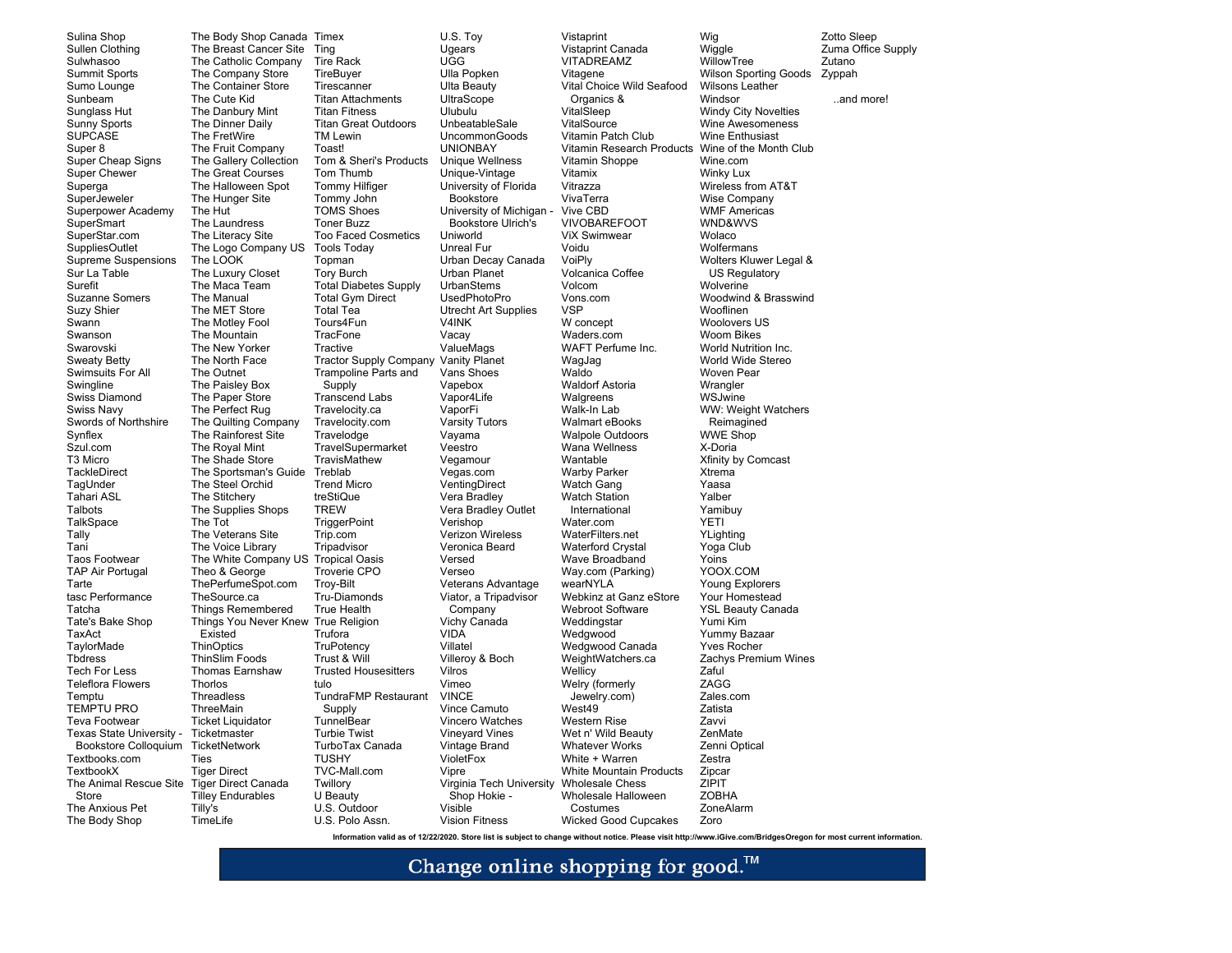Sulina Shop
Sullen Clothing
Sulwhasoo
Summit Sports
Sumo Lounge
Sunbeam
Sunglass Hut
Sunny Sports
SUPCASE
Super 8
Super Cheap Signs
Super Chewer
Superga
SuperJeweler
Superpower Academy
SuperSmart
SuperStar.com
SuppliesOutlet
Supreme Suspensions
Sur La Table
Surefit
Suzanne Somers
Suzy Shier
Swann
Swanson
Swarovski
Sweaty Betty
Swimsuits For All
Swingline
Swiss Diamond
Swiss Navy
Swords of Northshire
Synflex
Szul.com
T3 Micro
TackleDirect
TagUnder
Tahari ASL
Talbots
TalkSpace
Tally
Tani
Taos Footwear
TAP Air Portugal
Tarte
tasc Performance
Tatcha
Tate's Bake Shop
TaxAct
TaylorMade
Tbdress
Tech For Less
Teleflora Flowers
Temptu
TEMPTU PRO
Teva Footwear
Texas State University - Bookstore Colloquium
Textbooks.com
TextbookX
The Animal Rescue Site Store
The Anxious Pet
The Body Shop
The Body Shop Canada
The Breast Cancer Site
The Catholic Company
The Company Store
The Container Store
The Cute Kid
The Danbury Mint
The Dinner Daily
The FretWire
The Fruit Company
The Gallery Collection
The Great Courses
The Halloween Spot
The Hunger Site
The Hut
The Laundress
The Literacy Site
The Logo Company US
The LOOK
The Luxury Closet
The Maca Team
The Manual
The MET Store
The Motley Fool
The Mountain
The New Yorker
The North Face
The Outnet
The Paisley Box
The Paper Store
The Perfect Rug
The Quilting Company
The Rainforest Site
The Royal Mint
The Shade Store
The Sportsman's Guide
The Steel Orchid
The Stitchery
The Supplies Shops
The Tot
The Veterans Site
The Voice Library
The White Company US
Theo & George
ThePerfumeSpot.com
TheSource.ca
Things Remembered
Things You Never Knew Existed
ThinOptics
ThinSlim Foods
Thomas Earnshaw
Thorlos
Threadless
ThreeMain
Ticket Liquidator
Ticketmaster
TicketNetwork
Ties
Tiger Direct
Tiger Direct Canada
Tilley Endurables
Tilly's
TimeLife
Timex
Ting
Tire Rack
TireBuyer
Tirescanner
Titan Attachments
Titan Fitness
Titan Great Outdoors
TM Lewin
Toast!
Tom & Sheri's Products
Tom Thumb
Tommy Hilfiger
Tommy John
TOMS Shoes
Toner Buzz
Too Faced Cosmetics
Tools Today
Topman
Tory Burch
Total Diabetes Supply
Total Gym Direct
Total Tea
Tours4Fun
TracFone
Tractive
Tractor Supply Company
Trampoline Parts and Supply
Transcend Labs
Travelocity.ca
Travelocity.com
Travelodge
TravelSupermarket
TravisMathew
Treblab
Trend Micro
treStiQue
TREW
TriggerPoint
Trip.com
Tripadvisor
Tropical Oasis
Troverie CPO
Troy-Bilt
Tru-Diamonds
True Health
True Religion
Trufora
TruPotency
Trust & Will
Trusted Housesitters
tulo
TundraFMP Restaurant Supply
TunnelBear
Turbie Twist
TurboTax Canada
TUSHY
TVC-Mall.com
Twillory
U Beauty
U.S. Outdoor
U.S. Polo Assn.
U.S. Toy
Ugears
UGG
Ulla Popken
Ulta Beauty
UltraScope
Ulubulu
UnbeatableSale
UncommonGoods
UNIONBAY
Unique Wellness
Unique-Vintage
University of Florida Bookstore
University of Michigan - Bookstore Ulrich's
Uniworld
Unreal Fur
Urban Decay Canada
Urban Planet
UrbanStems
UsedPhotoPro
Utrecht Art Supplies
V4INK
Vacay
ValueMags
Vanity Planet
Vans Shoes
Vapebox
Vapor4Life
VaporFi
Varsity Tutors
Vayama
Veestro
Vegamour
Vegas.com
VentingDirect
Vera Bradley
Vera Bradley Outlet
Verishop
Verizon Wireless
Veronica Beard
Versed
Verseo
Veterans Advantage
Viator, a Tripadvisor Company
Vichy Canada
VIDA
Villatel
Villeroy & Boch
Vilros
Vimeo
VINCE
Vince Camuto
Vincero Watches
Vineyard Vines
Vintage Brand
VioletFox
Vipre
Virginia Tech University Shop Hokie -
Visible
Vision Fitness
Vistaprint
Vistaprint Canada
VITADREAMZ
Vitagene
Vital Choice Wild Seafood Organics &
VitalSleep
VitalSource
Vitamin Patch Club
Vitamin Research Products
Vitamin Shoppe
Vitamix
Vitrazza
VivaTerra
Vive CBD
VIVOBAREFOOT
ViX Swimwear
Voidu
VoiPly
Volcanica Coffee
Volcom
Vons.com
VSP
W concept
Waders.com
WAFT Perfume Inc.
WagJag
Waldo
Waldorf Astoria
Walgreens
Walk-In Lab
Walmart eBooks
Walpole Outdoors
Wana Wellness
Wantable
Warby Parker
Watch Gang
Watch Station International
Water.com
WaterFilters.net
Waterford Crystal
Wave Broadband
Way.com (Parking)
wearNYLA
Webkinz at Ganz eStore
Webroot Software
Weddingstar
Wedgwood
Wedgwood Canada
WeightWatchers.ca
Wellicy
Welry (formerly Jewelry.com)
West49
Western Rise
Wet n' Wild Beauty
Whatever Works
White + Warren
White Mountain Products
Wholesale Chess
Wholesale Halloween Costumes
Wicked Good Cupcakes
Wig
Wiggle
WillowTree
Wilson Sporting Goods
Wilsons Leather
Windsor
Windy City Novelties
Wine Awesomeness
Wine Enthusiast
Wine of the Month Club
Wine.com
Winky Lux
Wireless from AT&T
Wise Company
WMF Americas
WND&WVS
Wolaco
Wolfermans
Wolters Kluwer Legal & US Regulatory
Wolverine
Woodwind & Brasswind
Wooflinen
Woolovers US
Woom Bikes
World Nutrition Inc.
World Wide Stereo
Woven Pear
Wrangler
WSJwine
WW: Weight Watchers Reimagined
WWE Shop
X-Doria
Xfinity by Comcast
Xtrema
Yaasa
Yalber
Yamibuy
YETI
YLighting
Yoga Club
Yoins
YOOX.COM
Young Explorers
Your Homestead
YSL Beauty Canada
Yumi Kim
Yummy Bazaar
Yves Rocher
Zachys Premium Wines
Zaful
ZAGG
Zales.com
Zatista
Zavvi
ZenMate
Zenni Optical
Zestra
Zipcar
ZIPIT
ZOBHA
ZoneAlarm
Zoro
Zotto Sleep
Zuma Office Supply
Zutano
Zyppah

..and more!

**Information valid as of 12/22/2020. Store list is subject to change without notice. Please visit http://www.iGive.com/BridgesOregon for most current information.**

Change online shopping for good.™